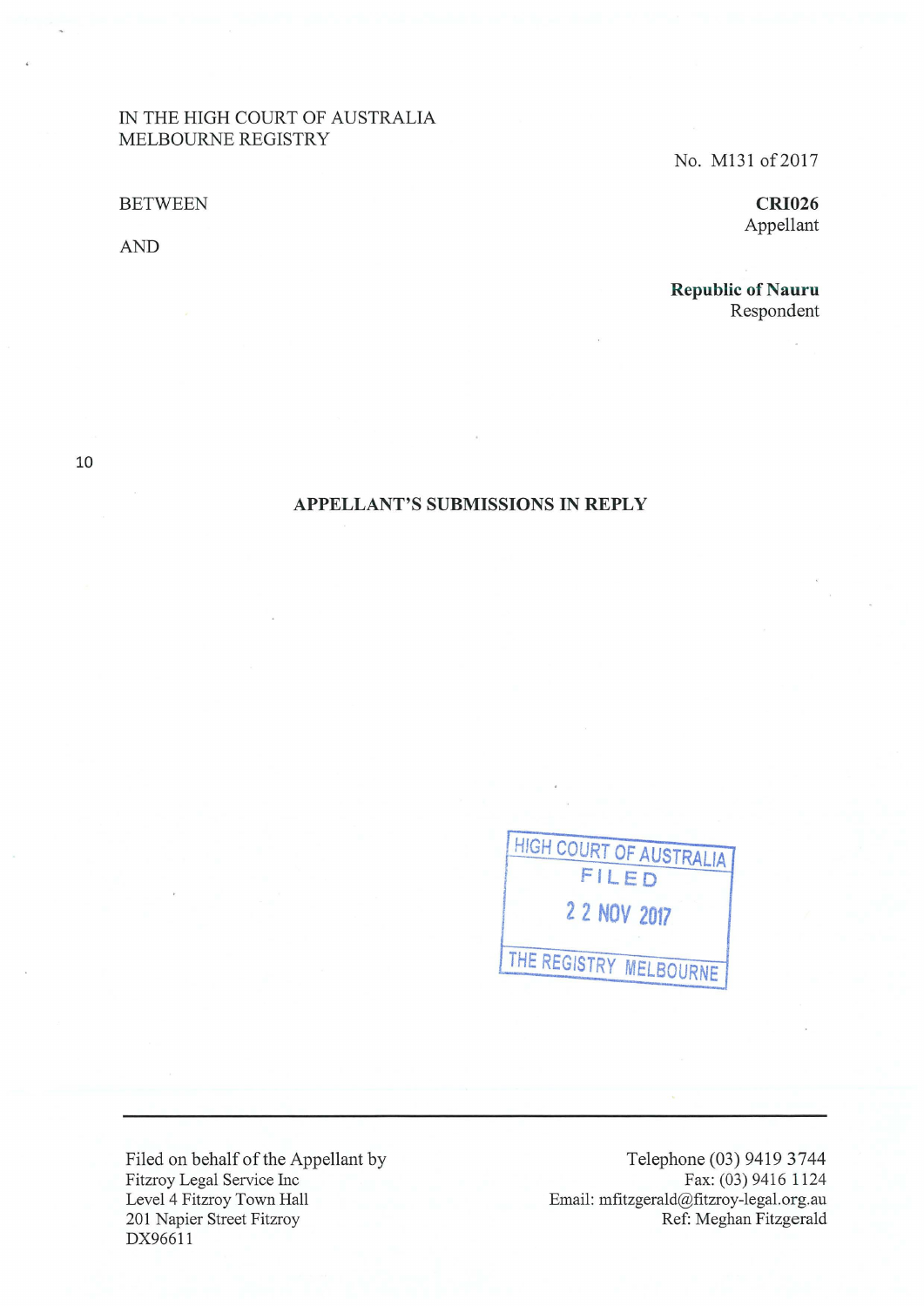IN THE HIGH COURT OF AUSTRALIA
MELBOURNE REGISTRY

No. M131 of 2017

BETWEEN

**CRI026**
Appellant

AND

**Republic of Nauru**
Respondent

10

**APPELLANT'S SUBMISSIONS IN REPLY**

HIGH COURT OF AUSTRALIA
FILED
22 NOV 2017
THE REGISTRY MELBOURNE

---

Filed on behalf of the Appellant by
Fitzroy Legal Service Inc
Level 4 Fitzroy Town Hall
201 Napier Street Fitzroy
DX96611

Telephone (03) 9419 3744
Fax: (03) 9416 1124
Email: mfitzgerald@fitzroy-legal.org.au
Ref: Meghan Fitzgerald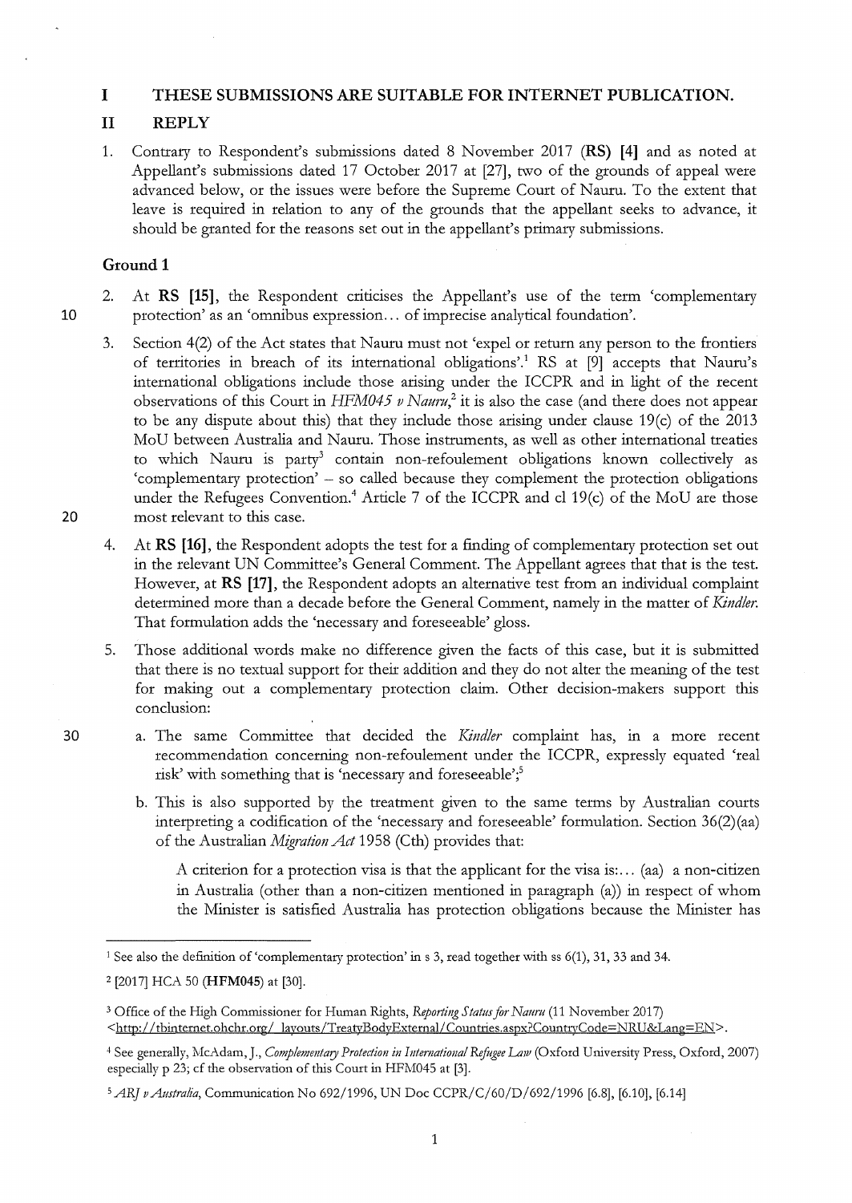# I THESE SUBMISSIONS ARE SUITABLE FOR INTERNET PUBLICATION.

# II REPLY

1. Contrary to Respondent's submissions dated 8 November 2017 (**RS) [4]** and as noted at Appellant's submissions dated 17 October 2017 at [27], two of the grounds of appeal were advanced below, or the issues were before the Supreme Court of Nauru. To the extent that leave is required in relation to any of the grounds that the appellant seeks to advance, it should be granted for the reasons set out in the appellant's primary submissions.

## Ground 1

2. At **RS [15]**, the Respondent criticises the Appellant's use of the term 'complementary protection' as an 'omnibus expression… of imprecise analytical foundation'.

3. Section 4(2) of the Act states that Nauru must not 'expel or return any person to the frontiers of territories in breach of its international obligations'.[1] RS at [9] accepts that Nauru's international obligations include those arising under the ICCPR and in light of the recent observations of this Court in *HFM045 v Nauru*,[2] it is also the case (and there does not appear to be any dispute about this) that they include those arising under clause 19(c) of the 2013 MoU between Australia and Nauru. Those instruments, as well as other international treaties to which Nauru is party[3] contain non-refoulement obligations known collectively as 'complementary protection' – so called because they complement the protection obligations under the Refugees Convention.[4] Article 7 of the ICCPR and cl 19(c) of the MoU are those most relevant to this case.

4. At **RS [16]**, the Respondent adopts the test for a finding of complementary protection set out in the relevant UN Committee's General Comment. The Appellant agrees that that is the test. However, at **RS [17]**, the Respondent adopts an alternative test from an individual complaint determined more than a decade before the General Comment, namely in the matter of *Kindler*. That formulation adds the 'necessary and foreseeable' gloss.

5. Those additional words make no difference given the facts of this case, but it is submitted that there is no textual support for their addition and they do not alter the meaning of the test for making out a complementary protection claim. Other decision-makers support this conclusion:

   a. The same Committee that decided the *Kindler* complaint has, in a more recent recommendation concerning non-refoulement under the ICCPR, expressly equated 'real risk' with something that is 'necessary and foreseeable';[5]

   b. This is also supported by the treatment given to the same terms by Australian courts interpreting a codification of the 'necessary and foreseeable' formulation. Section 36(2)(aa) of the Australian *Migration Act* 1958 (Cth) provides that:

      A criterion for a protection visa is that the applicant for the visa is:… (aa) a non-citizen in Australia (other than a non-citizen mentioned in paragraph (a)) in respect of whom the Minister is satisfied Australia has protection obligations because the Minister has

---

[1] See also the definition of 'complementary protection' in s 3, read together with ss 6(1), 31, 33 and 34.

[2] [2017] HCA 50 (**HFM045**) at [30].

[3] Office of the High Commissioner for Human Rights, *Reporting Status for Nauru* (11 November 2017) <http://tbinternet.ohchr.org/_layouts/TreatyBodyExternal/Countries.aspx?CountryCode=NRU&Lang=EN>.

[4] See generally, McAdam, J., *Complementary Protection in International Refugee Law* (Oxford University Press, Oxford, 2007) especially p 23; cf the observation of this Court in HFM045 at [3].

[5] *ARJ v Australia*, Communication No 692/1996, UN Doc CCPR/C/60/D/692/1996 [6.8], [6.10], [6.14]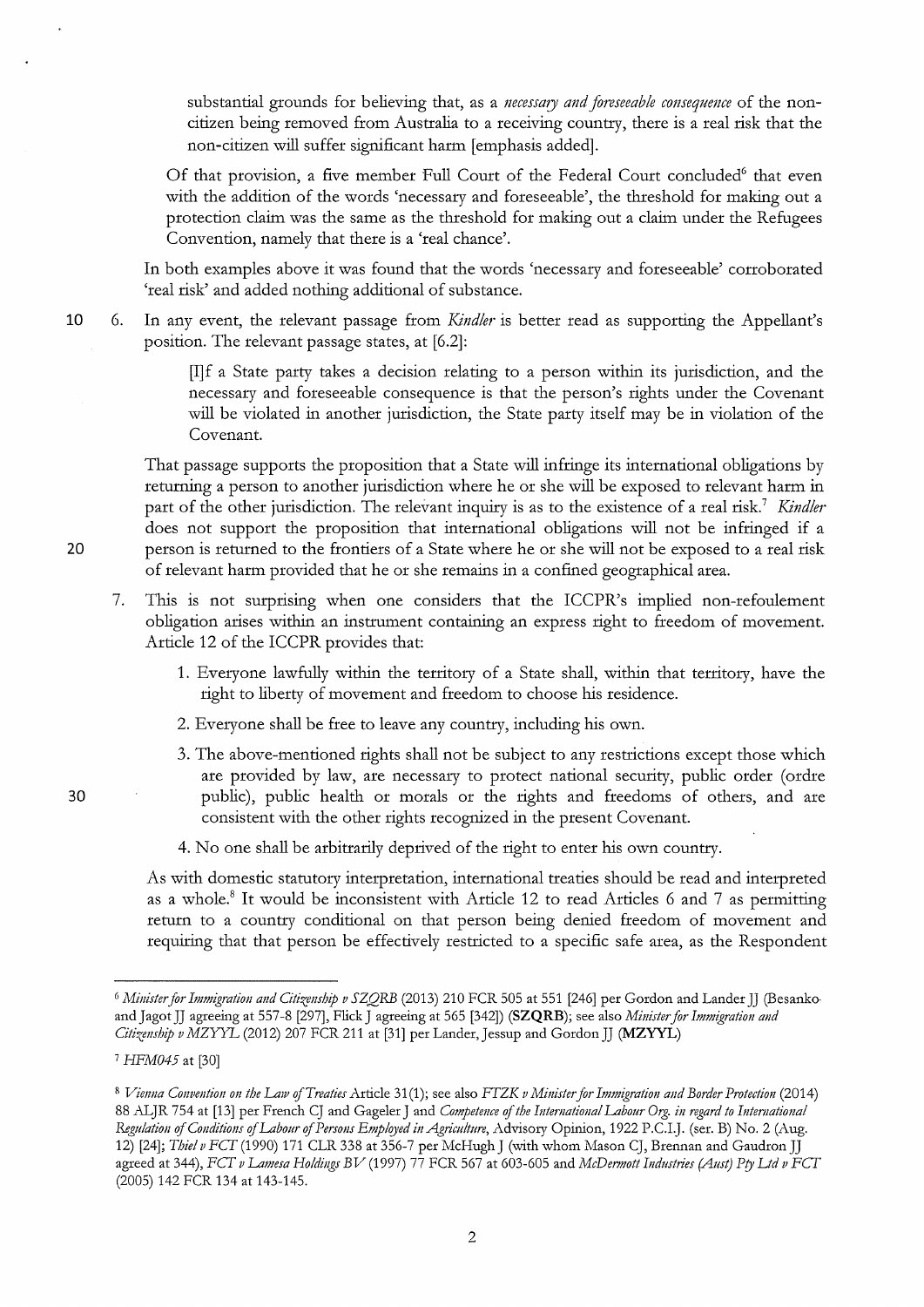> substantial grounds for believing that, as a *necessary and foreseeable consequence* of the non-citizen being removed from Australia to a receiving country, there is a real risk that the non-citizen will suffer significant harm [emphasis added].

Of that provision, a five member Full Court of the Federal Court concluded[6] that even with the addition of the words 'necessary and foreseeable', the threshold for making out a protection claim was the same as the threshold for making out a claim under the Refugees Convention, namely that there is a 'real chance'.

In both examples above it was found that the words 'necessary and foreseeable' corroborated 'real risk' and added nothing additional of substance.

6. In any event, the relevant passage from *Kindler* is better read as supporting the Appellant's position. The relevant passage states, at [6.2]:

> [I]f a State party takes a decision relating to a person within its jurisdiction, and the necessary and foreseeable consequence is that the person's rights under the Covenant will be violated in another jurisdiction, the State party itself may be in violation of the Covenant.

That passage supports the proposition that a State will infringe its international obligations by returning a person to another jurisdiction where he or she will be exposed to relevant harm in part of the other jurisdiction. The relevant inquiry is as to the existence of a real risk.[7] *Kindler* does not support the proposition that international obligations will not be infringed if a person is returned to the frontiers of a State where he or she will not be exposed to a real risk of relevant harm provided that he or she remains in a confined geographical area.

7. This is not surprising when one considers that the ICCPR's implied non-refoulement obligation arises within an instrument containing an express right to freedom of movement. Article 12 of the ICCPR provides that:

> 1. Everyone lawfully within the territory of a State shall, within that territory, have the right to liberty of movement and freedom to choose his residence.
> 2. Everyone shall be free to leave any country, including his own.
> 3. The above-mentioned rights shall not be subject to any restrictions except those which are provided by law, are necessary to protect national security, public order (ordre public), public health or morals or the rights and freedoms of others, and are consistent with the other rights recognized in the present Covenant.
> 4. No one shall be arbitrarily deprived of the right to enter his own country.

As with domestic statutory interpretation, international treaties should be read and interpreted as a whole.[8] It would be inconsistent with Article 12 to read Articles 6 and 7 as permitting return to a country conditional on that person being denied freedom of movement and requiring that that person be effectively restricted to a specific safe area, as the Respondent

---

[6] *Minister for Immigration and Citizenship v SZQRB* (2013) 210 FCR 505 at 551 [246] per Gordon and Lander JJ (Besanko and Jagot JJ agreeing at 557-8 [297], Flick J agreeing at 565 [342]) (**SZQRB**); see also *Minister for Immigration and Citizenship v MZYYL* (2012) 207 FCR 211 at [31] per Lander, Jessup and Gordon JJ (**MZYYL**)

[7] *HFM045* at [30]

[8] *Vienna Convention on the Law of Treaties* Article 31(1); see also *FTZK v Minister for Immigration and Border Protection* (2014) 88 ALJR 754 at [13] per French CJ and Gageler J and *Competence of the International Labour Org. in regard to International Regulation of Conditions of Labour of Persons Employed in Agriculture*, Advisory Opinion, 1922 P.C.I.J. (ser. B) No. 2 (Aug. 12) [24]; *Thiel v FCT* (1990) 171 CLR 338 at 356-7 per McHugh J (with whom Mason CJ, Brennan and Gaudron JJ agreed at 344), *FCT v Lamesa Holdings BV* (1997) 77 FCR 567 at 603-605 and *McDermott Industries (Aust) Pty Ltd v FCT* (2005) 142 FCR 134 at 143-145.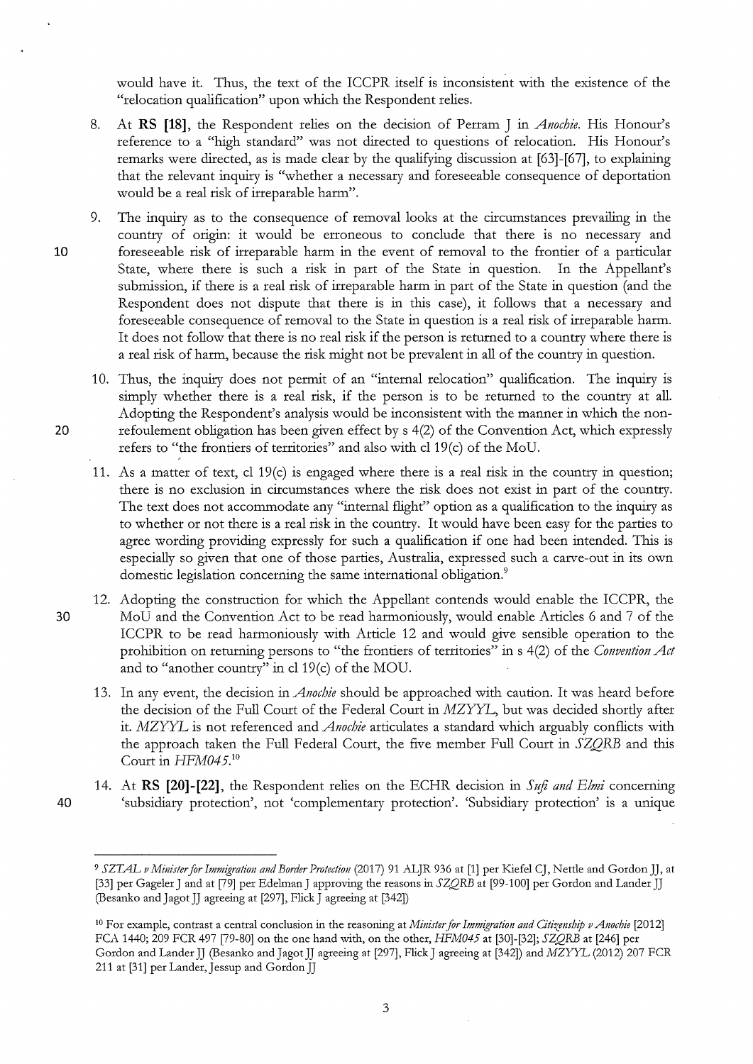would have it. Thus, the text of the ICCPR itself is inconsistent with the existence of the "relocation qualification" upon which the Respondent relies.

8. At **RS [18]**, the Respondent relies on the decision of Perram J in *Anochie*. His Honour's reference to a "high standard" was not directed to questions of relocation. His Honour's remarks were directed, as is made clear by the qualifying discussion at [63]-[67], to explaining that the relevant inquiry is "whether a necessary and foreseeable consequence of deportation would be a real risk of irreparable harm".

9. The inquiry as to the consequence of removal looks at the circumstances prevailing in the country of origin: it would be erroneous to conclude that there is no necessary and foreseeable risk of irreparable harm in the event of removal to the frontier of a particular State, where there is such a risk in part of the State in question. In the Appellant's submission, if there is a real risk of irreparable harm in part of the State in question (and the Respondent does not dispute that there is in this case), it follows that a necessary and foreseeable consequence of removal to the State in question is a real risk of irreparable harm. It does not follow that there is no real risk if the person is returned to a country where there is a real risk of harm, because the risk might not be prevalent in all of the country in question.

10. Thus, the inquiry does not permit of an "internal relocation" qualification. The inquiry is simply whether there is a real risk, if the person is to be returned to the country at all. Adopting the Respondent's analysis would be inconsistent with the manner in which the non-refoulement obligation has been given effect by s 4(2) of the Convention Act, which expressly refers to "the frontiers of territories" and also with cl 19(c) of the MoU.

11. As a matter of text, cl 19(c) is engaged where there is a real risk in the country in question; there is no exclusion in circumstances where the risk does not exist in part of the country. The text does not accommodate any "internal flight" option as a qualification to the inquiry as to whether or not there is a real risk in the country. It would have been easy for the parties to agree wording providing expressly for such a qualification if one had been intended. This is especially so given that one of those parties, Australia, expressed such a carve-out in its own domestic legislation concerning the same international obligation.[9]

12. Adopting the construction for which the Appellant contends would enable the ICCPR, the MoU and the Convention Act to be read harmoniously, would enable Articles 6 and 7 of the ICCPR to be read harmoniously with Article 12 and would give sensible operation to the prohibition on returning persons to "the frontiers of territories" in s 4(2) of the *Convention Act* and to "another country" in cl 19(c) of the MOU.

13. In any event, the decision in *Anochie* should be approached with caution. It was heard before the decision of the Full Court of the Federal Court in *MZYYL*, but was decided shortly after it. *MZYYL* is not referenced and *Anochie* articulates a standard which arguably conflicts with the approach taken the Full Federal Court, the five member Full Court in *SZQRB* and this Court in *HFM045*.[10]

14. At **RS [20]-[22]**, the Respondent relies on the ECHR decision in *Sufi and Elmi* concerning 'subsidiary protection', not 'complementary protection'. 'Subsidiary protection' is a unique

---

[9] *SZTAL v Minister for Immigration and Border Protection* (2017) 91 ALJR 936 at [1] per Kiefel CJ, Nettle and Gordon JJ, at [33] per Gageler J and at [79] per Edelman J approving the reasons in *SZQRB* at [99-100] per Gordon and Lander JJ (Besanko and Jagot JJ agreeing at [297], Flick J agreeing at [342])

[10] For example, contrast a central conclusion in the reasoning at *Minister for Immigration and Citizenship v Anochie* [2012] FCA 1440; 209 FCR 497 [79-80] on the one hand with, on the other, *HFM045* at [30]-[32]; *SZQRB* at [246] per Gordon and Lander JJ (Besanko and Jagot JJ agreeing at [297], Flick J agreeing at [342]) and *MZYYL* (2012) 207 FCR 211 at [31] per Lander, Jessup and Gordon JJ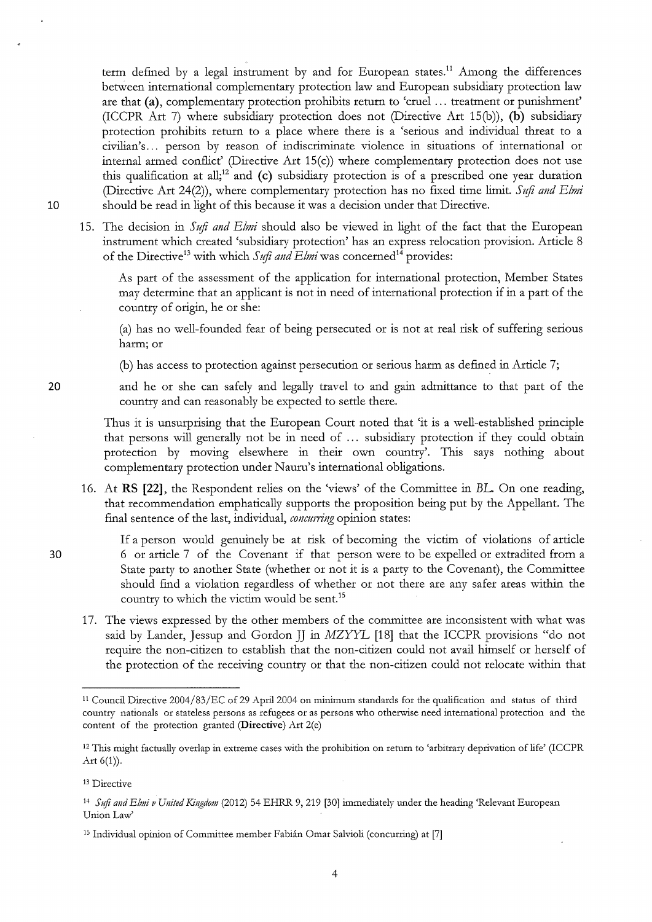term defined by a legal instrument by and for European states.[11] Among the differences between international complementary protection law and European subsidiary protection law are that **(a)**, complementary protection prohibits return to 'cruel … treatment or punishment' (ICCPR Art 7) where subsidiary protection does not (Directive Art 15(b)), **(b)** subsidiary protection prohibits return to a place where there is a 'serious and individual threat to a civilian's… person by reason of indiscriminate violence in situations of international or internal armed conflict' (Directive Art 15(c)) where complementary protection does not use this qualification at all;[12] and **(c)** subsidiary protection is of a prescribed one year duration (Directive Art 24(2)), where complementary protection has no fixed time limit. *Sufi and Elmi* should be read in light of this because it was a decision under that Directive.

15. The decision in *Sufi and Elmi* should also be viewed in light of the fact that the European instrument which created 'subsidiary protection' has an express relocation provision. Article 8 of the Directive[13] with which *Sufi and Elmi* was concerned[14] provides:

> As part of the assessment of the application for international protection, Member States may determine that an applicant is not in need of international protection if in a part of the country of origin, he or she:
>
> (a) has no well-founded fear of being persecuted or is not at real risk of suffering serious harm; or
>
> (b) has access to protection against persecution or serious harm as defined in Article 7;
>
> and he or she can safely and legally travel to and gain admittance to that part of the country and can reasonably be expected to settle there.

Thus it is unsurprising that the European Court noted that 'it is a well-established principle that persons will generally not be in need of … subsidiary protection if they could obtain protection by moving elsewhere in their own country'. This says nothing about complementary protection under Nauru's international obligations.

16. At **RS [22]**, the Respondent relies on the 'views' of the Committee in *BL*. On one reading, that recommendation emphatically supports the proposition being put by the Appellant. The final sentence of the last, individual, *concurring* opinion states:

> If a person would genuinely be at risk of becoming the victim of violations of article 6 or article 7 of the Covenant if that person were to be expelled or extradited from a State party to another State (whether or not it is a party to the Covenant), the Committee should find a violation regardless of whether or not there are any safer areas within the country to which the victim would be sent.[15]

17. The views expressed by the other members of the committee are inconsistent with what was said by Lander, Jessup and Gordon JJ in *MZYYL* [18] that the ICCPR provisions "do not require the non-citizen to establish that the non-citizen could not avail himself or herself of the protection of the receiving country or that the non-citizen could not relocate within that

---

[11] Council Directive 2004/83/EC of 29 April 2004 on minimum standards for the qualification and status of third country nationals or stateless persons as refugees or as persons who otherwise need international protection and the content of the protection granted (**Directive**) Art 2(e)

[12] This might factually overlap in extreme cases with the prohibition on return to 'arbitrary deprivation of life' (ICCPR Art 6(1)).

[13] Directive

[14] *Sufi and Elmi v United Kingdom* (2012) 54 EHRR 9, 219 [30] immediately under the heading 'Relevant European Union Law'

[15] Individual opinion of Committee member Fabián Omar Salvioli (concurring) at [7]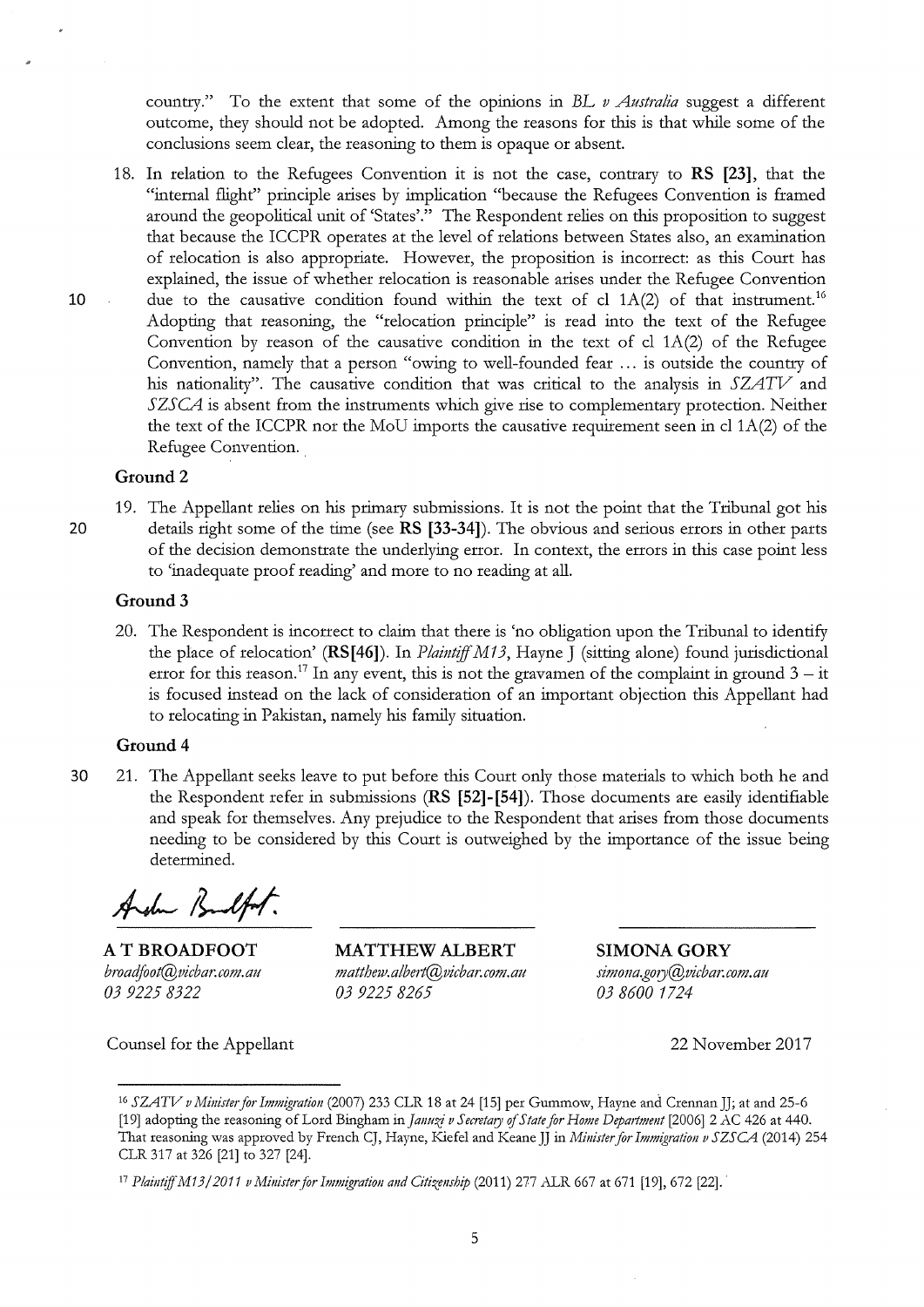country." To the extent that some of the opinions in *BL v Australia* suggest a different outcome, they should not be adopted. Among the reasons for this is that while some of the conclusions seem clear, the reasoning to them is opaque or absent.

18. In relation to the Refugees Convention it is not the case, contrary to **RS [23]**, that the "internal flight" principle arises by implication "because the Refugees Convention is framed around the geopolitical unit of 'States'." The Respondent relies on this proposition to suggest that because the ICCPR operates at the level of relations between States also, an examination of relocation is also appropriate. However, the proposition is incorrect: as this Court has explained, the issue of whether relocation is reasonable arises under the Refugee Convention due to the causative condition found within the text of cl 1A(2) of that instrument.[16] Adopting that reasoning, the "relocation principle" is read into the text of the Refugee Convention by reason of the causative condition in the text of cl 1A(2) of the Refugee Convention, namely that a person "owing to well-founded fear … is outside the country of his nationality". The causative condition that was critical to the analysis in *SZATV* and *SZSCA* is absent from the instruments which give rise to complementary protection. Neither the text of the ICCPR nor the MoU imports the causative requirement seen in cl 1A(2) of the Refugee Convention.

### Ground 2

19. The Appellant relies on his primary submissions. It is not the point that the Tribunal got his details right some of the time (see **RS [33-34]**). The obvious and serious errors in other parts of the decision demonstrate the underlying error. In context, the errors in this case point less to 'inadequate proof reading' and more to no reading at all.

### Ground 3

20. The Respondent is incorrect to claim that there is 'no obligation upon the Tribunal to identify the place of relocation' (**RS[46]**). In *Plaintiff M13*, Hayne J (sitting alone) found jurisdictional error for this reason.[17] In any event, this is not the gravamen of the complaint in ground 3 – it is focused instead on the lack of consideration of an important objection this Appellant had to relocating in Pakistan, namely his family situation.

### Ground 4

21. The Appellant seeks leave to put before this Court only those materials to which both he and the Respondent refer in submissions (**RS [52]-[54]**). Those documents are easily identifiable and speak for themselves. Any prejudice to the Respondent that arises from those documents needing to be considered by this Court is outweighed by the importance of the issue being determined.

| | | |
|---|---|---|
| **A T BROADFOOT** | **MATTHEW ALBERT** | **SIMONA GORY** |
| *broadfoot@vicbar.com.au* | *matthew.albert@vicbar.com.au* | *simona.gory@vicbar.com.au* |
| *03 9225 8322* | *03 9225 8265* | *03 8600 1724* |

Counsel for the Appellant

22 November 2017

---

[16] *SZATV v Minister for Immigration* (2007) 233 CLR 18 at 24 [15] per Gummow, Hayne and Crennan JJ; at and 25-6 [19] adopting the reasoning of Lord Bingham in *Januzi v Secretary of State for Home Department* [2006] 2 AC 426 at 440. That reasoning was approved by French CJ, Hayne, Kiefel and Keane JJ in *Minister for Immigration v SZSCA* (2014) 254 CLR 317 at 326 [21] to 327 [24].

[17] *Plaintiff M13/2011 v Minister for Immigration and Citizenship* (2011) 277 ALR 667 at 671 [19], 672 [22].